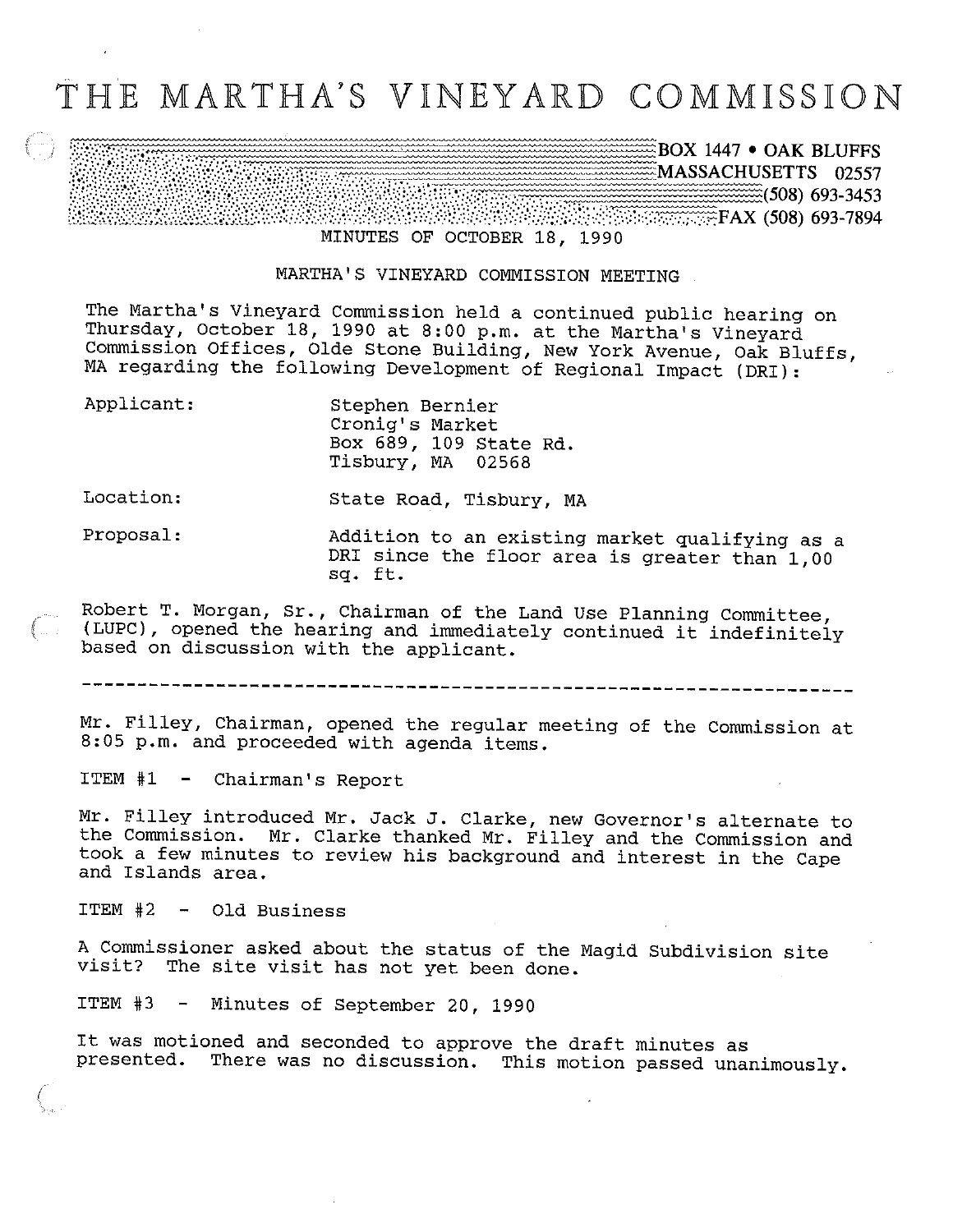# THE MARTHA'S VINEYARD COMMISSION

BOX 1447 • OAK BLUFFS
MASSACHUSETTS 02557
(508) 693-3453
FAX (508) 693-7894

MINUTES OF OCTOBER 18, 1990

MARTHA'S VINEYARD COMMISSION MEETING

The Martha's Vineyard Commission held a continued public hearing on Thursday, October 18, 1990 at 8:00 p.m. at the Martha's Vineyard Commission Offices, Olde Stone Building, New York Avenue, Oak Bluffs, MA regarding the following Development of Regional Impact (DRI):

| | |
|---|---|
| Applicant: | Stephen Bernier<br>Cronig's Market<br>Box 689, 109 State Rd.<br>Tisbury, MA 02568 |
| Location: | State Road, Tisbury, MA |
| Proposal: | Addition to an existing market qualifying as a DRI since the floor area is greater than 1,00 sq. ft. |

Robert T. Morgan, Sr., Chairman of the Land Use Planning Committee, (LUPC), opened the hearing and immediately continued it indefinitely based on discussion with the applicant.

---

Mr. Filley, Chairman, opened the regular meeting of the Commission at 8:05 p.m. and proceeded with agenda items.

ITEM #1 - Chairman's Report

Mr. Filley introduced Mr. Jack J. Clarke, new Governor's alternate to the Commission. Mr. Clarke thanked Mr. Filley and the Commission and took a few minutes to review his background and interest in the Cape and Islands area.

ITEM #2 - Old Business

A Commissioner asked about the status of the Magid Subdivision site visit? The site visit has not yet been done.

ITEM #3 - Minutes of September 20, 1990

It was motioned and seconded to approve the draft minutes as presented. There was no discussion. This motion passed unanimously.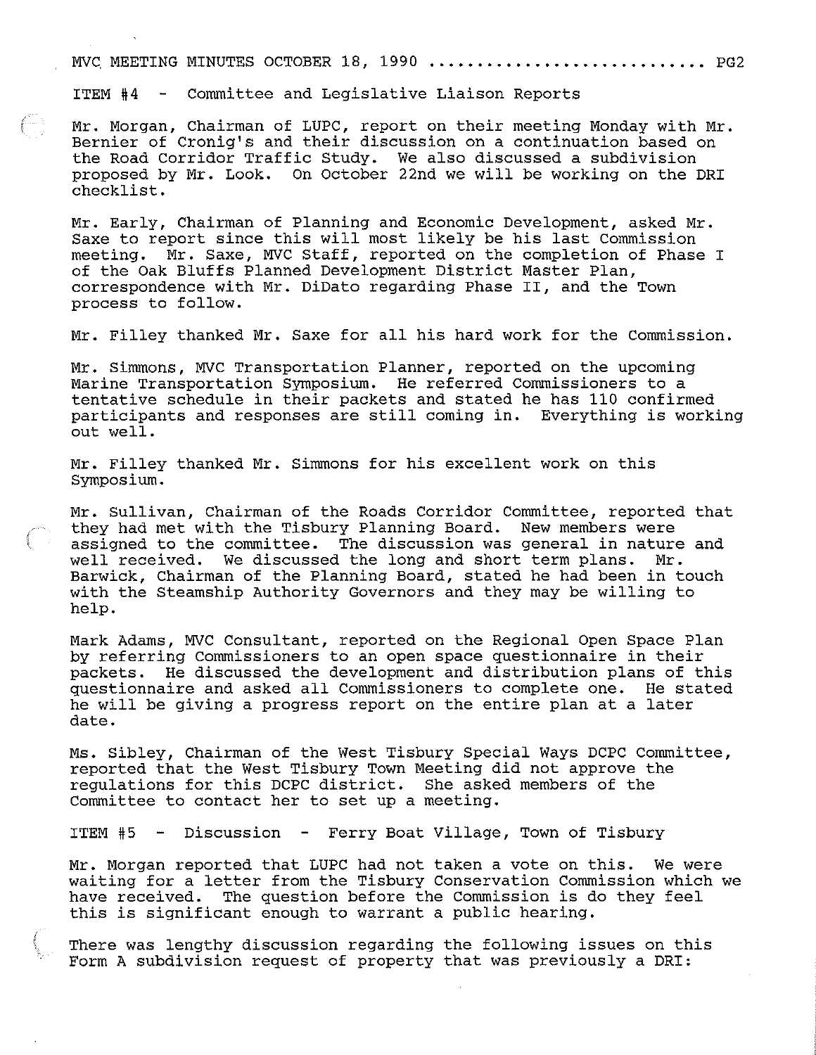ITEM #4 - Committee and Legislative Liaison Reports

Mr. Morgan, Chairman of LUPC, report on their meeting Monday with Mr. Bernier of Cronig's and their discussion on a continuation based on the Road Corridor Traffic Study. We also discussed a subdivision proposed by Mr. Look. On October 22nd we will be working on the DRI checklist.

Mr. Early, Chairman of Planning and Economic Development, asked Mr. Saxe to report since this will most likely be his last Commission meeting. Mr. Saxe, MVC Staff, reported on the completion of Phase I of the Oak Bluffs Planned Development District Master Plan, correspondence with Mr. DiDato regarding Phase II, and the Town process to follow.

Mr. Filley thanked Mr. Saxe for all his hard work for the Commission.

Mr. Simmons, MVC Transportation Planner, reported on the upcoming Marine Transportation Symposium. He referred Commissioners to a tentative schedule in their packets and stated he has 110 confirmed participants and responses are still coming in. Everything is working out well.

Mr. Filley thanked Mr. Simmons for his excellent work on this Symposium.

Mr. Sullivan, Chairman of the Roads Corridor Committee, reported that they had met with the Tisbury Planning Board. New members were assigned to the committee. The discussion was general in nature and well received. We discussed the long and short term plans. Mr. Barwick, Chairman of the Planning Board, stated he had been in touch with the Steamship Authority Governors and they may be willing to help.

Mark Adams, MVC Consultant, reported on the Regional Open Space Plan by referring Commissioners to an open space questionnaire in their packets. He discussed the development and distribution plans of this questionnaire and asked all Commissioners to complete one. He stated he will be giving a progress report on the entire plan at a later date.

Ms. Sibley, Chairman of the West Tisbury Special Ways DCPC Committee, reported that the West Tisbury Town Meeting did not approve the regulations for this DCPC district. She asked members of the Committee to contact her to set up a meeting.

ITEM #5 - Discussion - Ferry Boat Village, Town of Tisbury

Mr. Morgan reported that LUPC had not taken a vote on this. We were waiting for a letter from the Tisbury Conservation Commission which we have received. The question before the Commission is do they feel this is significant enough to warrant a public hearing.

There was lengthy discussion regarding the following issues on this Form A subdivision request of property that was previously a DRI: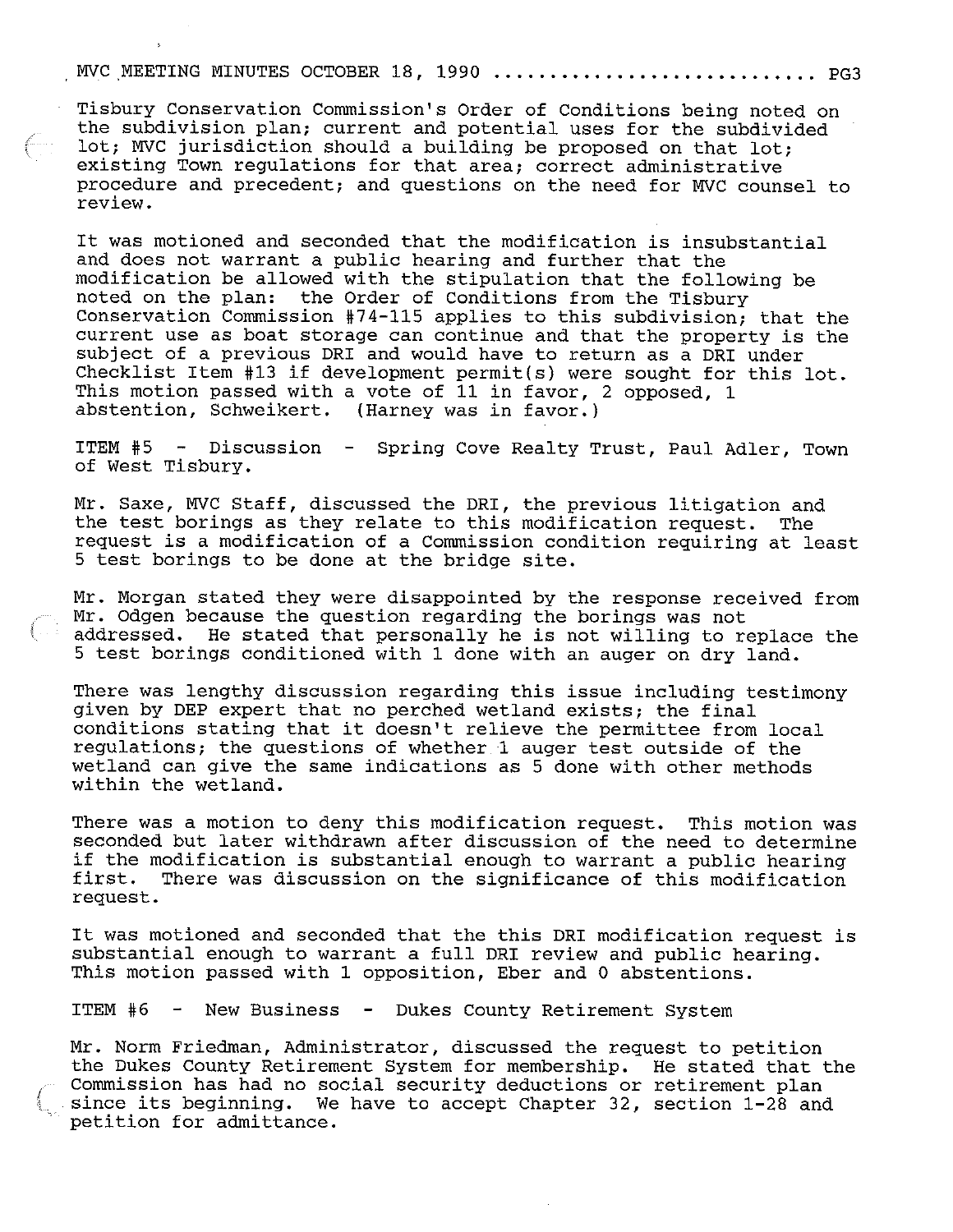Tisbury Conservation Commission's Order of Conditions being noted on the subdivision plan; current and potential uses for the subdivided lot; MVC jurisdiction should a building be proposed on that lot; existing Town regulations for that area; correct administrative procedure and precedent; and questions on the need for MVC counsel to review.

It was motioned and seconded that the modification is insubstantial and does not warrant a public hearing and further that the modification be allowed with the stipulation that the following be noted on the plan: the Order of Conditions from the Tisbury Conservation Commission #74-115 applies to this subdivision; that the current use as boat storage can continue and that the property is the subject of a previous DRI and would have to return as a DRI under Checklist Item #13 if development permit(s) were sought for this lot. This motion passed with a vote of 11 in favor, 2 opposed, 1 abstention, Schweikert. (Harney was in favor.)

ITEM #5 - Discussion - Spring Cove Realty Trust, Paul Adler, Town of West Tisbury.

Mr. Saxe, MVC Staff, discussed the DRI, the previous litigation and the test borings as they relate to this modification request. The request is a modification of a Commission condition requiring at least 5 test borings to be done at the bridge site.

Mr. Morgan stated they were disappointed by the response received from Mr. Odgen because the question regarding the borings was not addressed. He stated that personally he is not willing to replace the 5 test borings conditioned with 1 done with an auger on dry land.

There was lengthy discussion regarding this issue including testimony given by DEP expert that no perched wetland exists; the final conditions stating that it doesn't relieve the permittee from local regulations; the questions of whether 1 auger test outside of the wetland can give the same indications as 5 done with other methods within the wetland.

There was a motion to deny this modification request. This motion was seconded but later withdrawn after discussion of the need to determine if the modification is substantial enough to warrant a public hearing first. There was discussion on the significance of this modification request.

It was motioned and seconded that the this DRI modification request is substantial enough to warrant a full DRI review and public hearing. This motion passed with 1 opposition, Eber and 0 abstentions.

ITEM #6 - New Business - Dukes County Retirement System

Mr. Norm Friedman, Administrator, discussed the request to petition the Dukes County Retirement System for membership. He stated that the Commission has had no social security deductions or retirement plan since its beginning. We have to accept Chapter 32, section 1-28 and petition for admittance.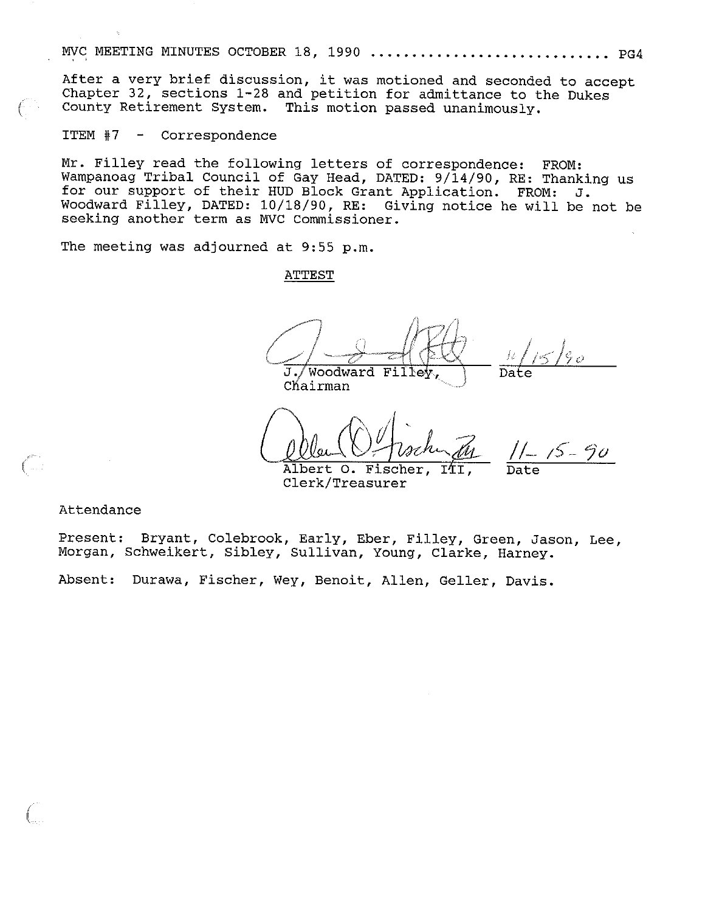After a very brief discussion, it was motioned and seconded to accept Chapter 32, sections 1-28 and petition for admittance to the Dukes County Retirement System. This motion passed unanimously.

ITEM #7 - Correspondence

Mr. Filley read the following letters of correspondence: FROM: Wampanoag Tribal Council of Gay Head, DATED: 9/14/90, RE: Thanking us for our support of their HUD Block Grant Application. FROM: J. Woodward Filley, DATED: 10/18/90, RE: Giving notice he will be not be seeking another term as MVC Commissioner.

The meeting was adjourned at 9:55 p.m.

ATTEST

J. Woodward Filley, Chairman — Date: 11/15/90

Albert O. Fischer, III, Clerk/Treasurer — Date: 11-15-90

Attendance

Present: Bryant, Colebrook, Early, Eber, Filley, Green, Jason, Lee, Morgan, Schweikert, Sibley, Sullivan, Young, Clarke, Harney.

Absent: Durawa, Fischer, Wey, Benoit, Allen, Geller, Davis.